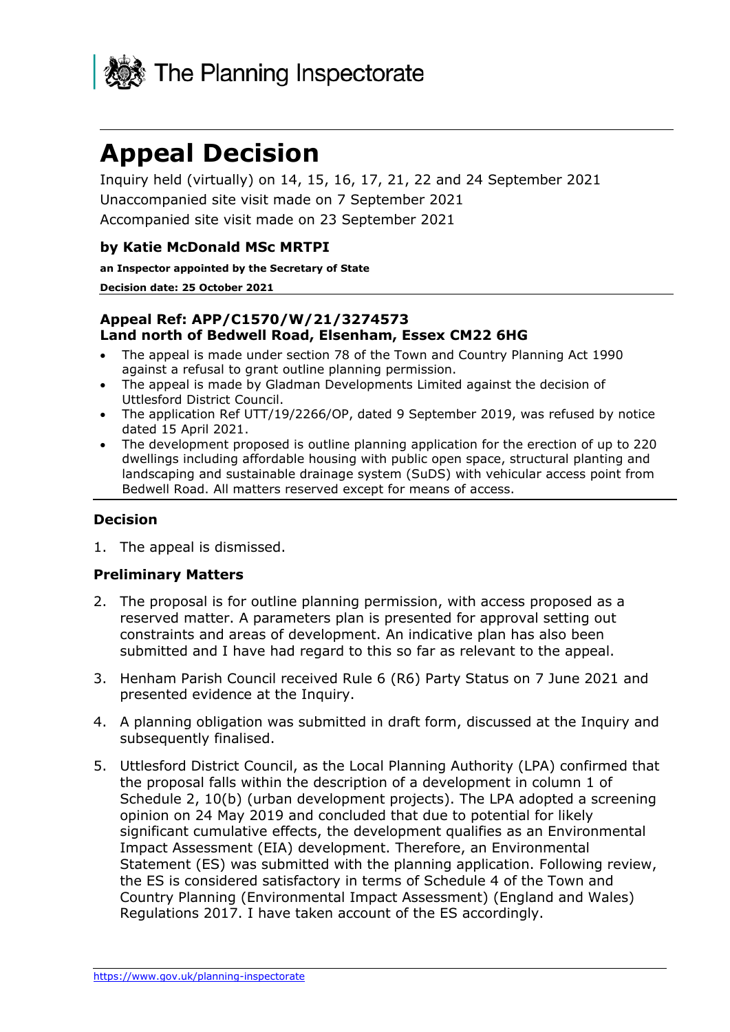The Planning Inspectorate

# Appeal Decision

Inquiry held (virtually) on 14, 15, 16, 17, 21, 22 and 24 September 2021

Unaccompanied site visit made on 7 September 2021

Accompanied site visit made on 23 September 2021

### by Katie McDonald MSc MRTPI

**an Inspector appointed by the Secretary of State**

**Decision date: 25 October 2021**

**Appeal Ref: APP/C1570/W/21/3274573**
**Land north of Bedwell Road, Elsenham, Essex CM22 6HG**

- The appeal is made under section 78 of the Town and Country Planning Act 1990 against a refusal to grant outline planning permission.
- The appeal is made by Gladman Developments Limited against the decision of Uttlesford District Council.
- The application Ref UTT/19/2266/OP, dated 9 September 2019, was refused by notice dated 15 April 2021.
- The development proposed is outline planning application for the erection of up to 220 dwellings including affordable housing with public open space, structural planting and landscaping and sustainable drainage system (SuDS) with vehicular access point from Bedwell Road. All matters reserved except for means of access.

## Decision

1. The appeal is dismissed.

## Preliminary Matters

2. The proposal is for outline planning permission, with access proposed as a reserved matter. A parameters plan is presented for approval setting out constraints and areas of development. An indicative plan has also been submitted and I have had regard to this so far as relevant to the appeal.

3. Henham Parish Council received Rule 6 (R6) Party Status on 7 June 2021 and presented evidence at the Inquiry.

4. A planning obligation was submitted in draft form, discussed at the Inquiry and subsequently finalised.

5. Uttlesford District Council, as the Local Planning Authority (LPA) confirmed that the proposal falls within the description of a development in column 1 of Schedule 2, 10(b) (urban development projects). The LPA adopted a screening opinion on 24 May 2019 and concluded that due to potential for likely significant cumulative effects, the development qualifies as an Environmental Impact Assessment (EIA) development. Therefore, an Environmental Statement (ES) was submitted with the planning application. Following review, the ES is considered satisfactory in terms of Schedule 4 of the Town and Country Planning (Environmental Impact Assessment) (England and Wales) Regulations 2017. I have taken account of the ES accordingly.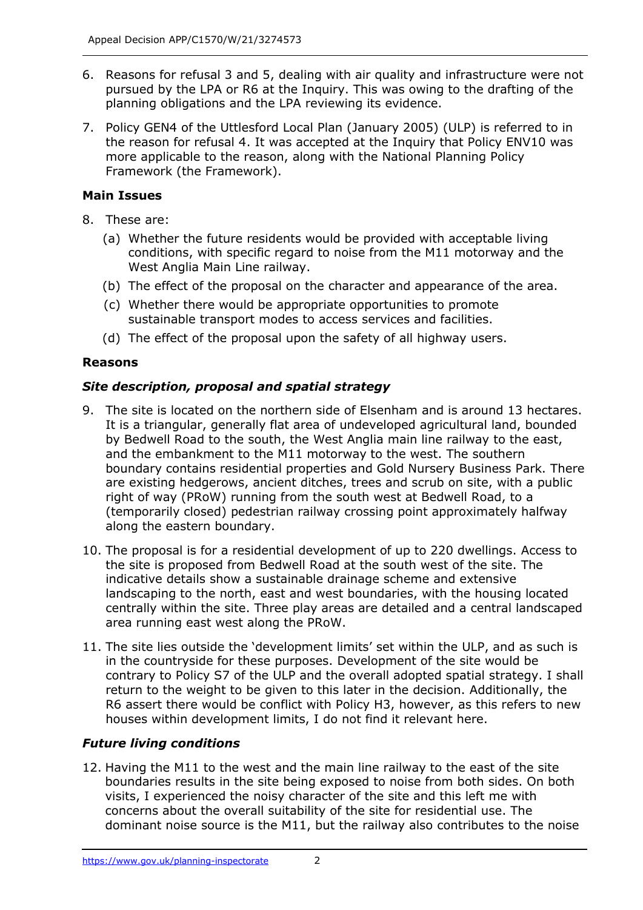6. Reasons for refusal 3 and 5, dealing with air quality and infrastructure were not pursued by the LPA or R6 at the Inquiry. This was owing to the drafting of the planning obligations and the LPA reviewing its evidence.

7. Policy GEN4 of the Uttlesford Local Plan (January 2005) (ULP) is referred to in the reason for refusal 4. It was accepted at the Inquiry that Policy ENV10 was more applicable to the reason, along with the National Planning Policy Framework (the Framework).

**Main Issues**

8. These are:

   (a) Whether the future residents would be provided with acceptable living conditions, with specific regard to noise from the M11 motorway and the West Anglia Main Line railway.

   (b) The effect of the proposal on the character and appearance of the area.

   (c) Whether there would be appropriate opportunities to promote sustainable transport modes to access services and facilities.

   (d) The effect of the proposal upon the safety of all highway users.

**Reasons**

***Site description, proposal and spatial strategy***

9. The site is located on the northern side of Elsenham and is around 13 hectares. It is a triangular, generally flat area of undeveloped agricultural land, bounded by Bedwell Road to the south, the West Anglia main line railway to the east, and the embankment to the M11 motorway to the west. The southern boundary contains residential properties and Gold Nursery Business Park. There are existing hedgerows, ancient ditches, trees and scrub on site, with a public right of way (PRoW) running from the south west at Bedwell Road, to a (temporarily closed) pedestrian railway crossing point approximately halfway along the eastern boundary.

10. The proposal is for a residential development of up to 220 dwellings. Access to the site is proposed from Bedwell Road at the south west of the site. The indicative details show a sustainable drainage scheme and extensive landscaping to the north, east and west boundaries, with the housing located centrally within the site. Three play areas are detailed and a central landscaped area running east west along the PRoW.

11. The site lies outside the 'development limits' set within the ULP, and as such is in the countryside for these purposes. Development of the site would be contrary to Policy S7 of the ULP and the overall adopted spatial strategy. I shall return to the weight to be given to this later in the decision. Additionally, the R6 assert there would be conflict with Policy H3, however, as this refers to new houses within development limits, I do not find it relevant here.

***Future living conditions***

12. Having the M11 to the west and the main line railway to the east of the site boundaries results in the site being exposed to noise from both sides. On both visits, I experienced the noisy character of the site and this left me with concerns about the overall suitability of the site for residential use. The dominant noise source is the M11, but the railway also contributes to the noise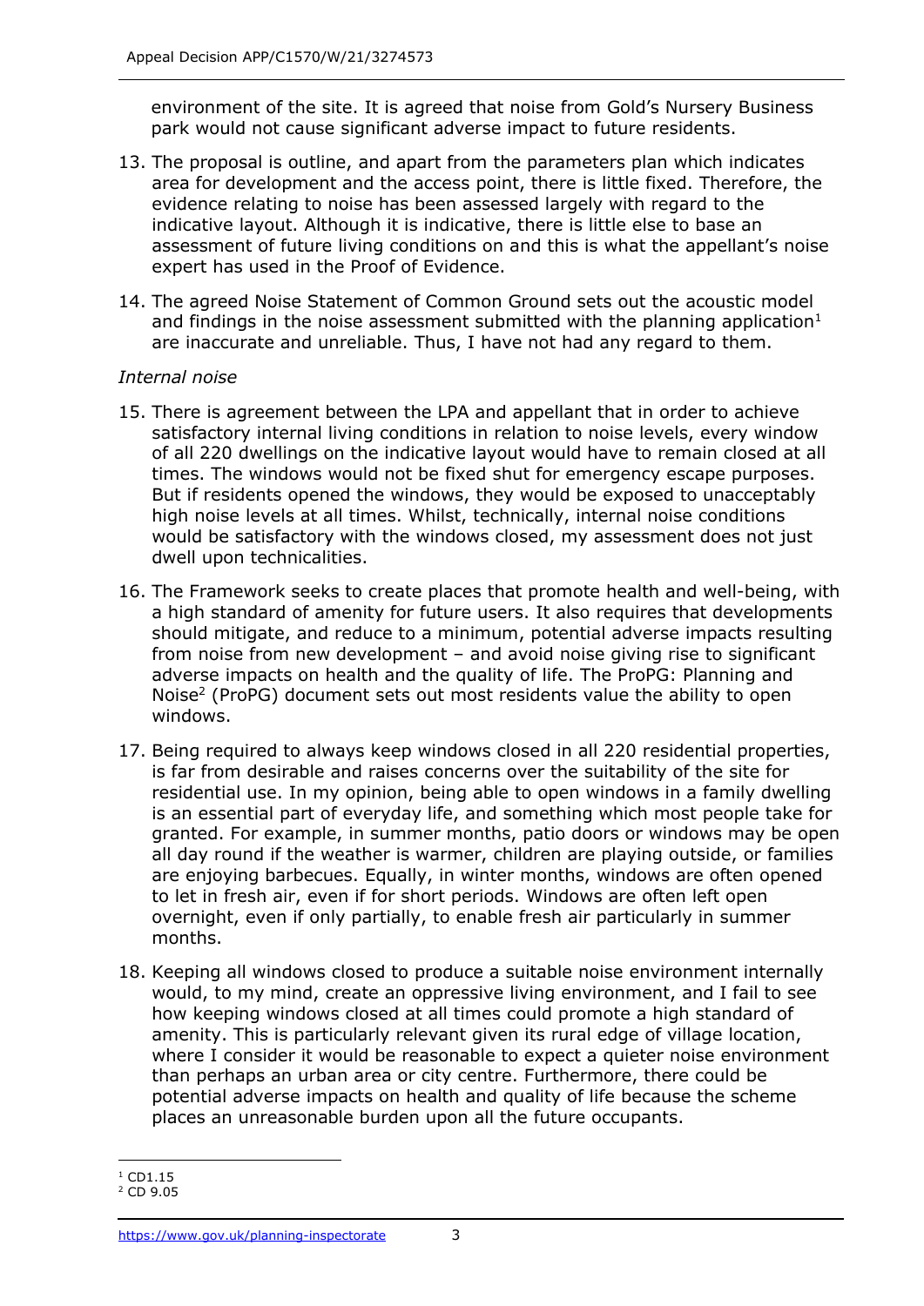environment of the site. It is agreed that noise from Gold's Nursery Business park would not cause significant adverse impact to future residents.

13. The proposal is outline, and apart from the parameters plan which indicates area for development and the access point, there is little fixed. Therefore, the evidence relating to noise has been assessed largely with regard to the indicative layout. Although it is indicative, there is little else to base an assessment of future living conditions on and this is what the appellant's noise expert has used in the Proof of Evidence.

14. The agreed Noise Statement of Common Ground sets out the acoustic model and findings in the noise assessment submitted with the planning application[1] are inaccurate and unreliable. Thus, I have not had any regard to them.

*Internal noise*

15. There is agreement between the LPA and appellant that in order to achieve satisfactory internal living conditions in relation to noise levels, every window of all 220 dwellings on the indicative layout would have to remain closed at all times. The windows would not be fixed shut for emergency escape purposes. But if residents opened the windows, they would be exposed to unacceptably high noise levels at all times. Whilst, technically, internal noise conditions would be satisfactory with the windows closed, my assessment does not just dwell upon technicalities.

16. The Framework seeks to create places that promote health and well-being, with a high standard of amenity for future users. It also requires that developments should mitigate, and reduce to a minimum, potential adverse impacts resulting from noise from new development – and avoid noise giving rise to significant adverse impacts on health and the quality of life. The ProPG: Planning and Noise[2] (ProPG) document sets out most residents value the ability to open windows.

17. Being required to always keep windows closed in all 220 residential properties, is far from desirable and raises concerns over the suitability of the site for residential use. In my opinion, being able to open windows in a family dwelling is an essential part of everyday life, and something which most people take for granted. For example, in summer months, patio doors or windows may be open all day round if the weather is warmer, children are playing outside, or families are enjoying barbecues. Equally, in winter months, windows are often opened to let in fresh air, even if for short periods. Windows are often left open overnight, even if only partially, to enable fresh air particularly in summer months.

18. Keeping all windows closed to produce a suitable noise environment internally would, to my mind, create an oppressive living environment, and I fail to see how keeping windows closed at all times could promote a high standard of amenity. This is particularly relevant given its rural edge of village location, where I consider it would be reasonable to expect a quieter noise environment than perhaps an urban area or city centre. Furthermore, there could be potential adverse impacts on health and quality of life because the scheme places an unreasonable burden upon all the future occupants.

---

[1] CD1.15

[2] CD 9.05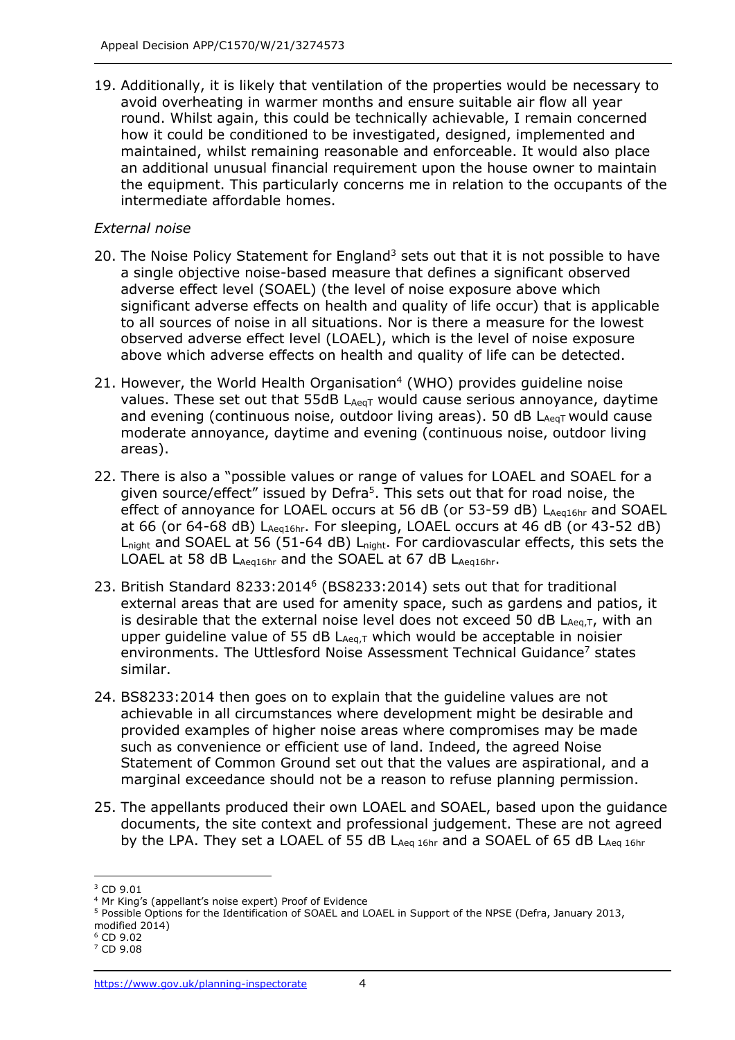19. Additionally, it is likely that ventilation of the properties would be necessary to avoid overheating in warmer months and ensure suitable air flow all year round. Whilst again, this could be technically achievable, I remain concerned how it could be conditioned to be investigated, designed, implemented and maintained, whilst remaining reasonable and enforceable. It would also place an additional unusual financial requirement upon the house owner to maintain the equipment. This particularly concerns me in relation to the occupants of the intermediate affordable homes.

*External noise*

20. The Noise Policy Statement for England[3] sets out that it is not possible to have a single objective noise-based measure that defines a significant observed adverse effect level (SOAEL) (the level of noise exposure above which significant adverse effects on health and quality of life occur) that is applicable to all sources of noise in all situations. Nor is there a measure for the lowest observed adverse effect level (LOAEL), which is the level of noise exposure above which adverse effects on health and quality of life can be detected.

21. However, the World Health Organisation[4] (WHO) provides guideline noise values. These set out that 55dB $L_{AeqT}$ would cause serious annoyance, daytime and evening (continuous noise, outdoor living areas). 50 dB $L_{AeqT}$ would cause moderate annoyance, daytime and evening (continuous noise, outdoor living areas).

22. There is also a "possible values or range of values for LOAEL and SOAEL for a given source/effect" issued by Defra[5]. This sets out that for road noise, the effect of annoyance for LOAEL occurs at 56 dB (or 53-59 dB) $L_{Aeq16hr}$ and SOAEL at 66 (or 64-68 dB) $L_{Aeq16hr}$. For sleeping, LOAEL occurs at 46 dB (or 43-52 dB) $L_{night}$ and SOAEL at 56 (51-64 dB) $L_{night}$. For cardiovascular effects, this sets the LOAEL at 58 dB $L_{Aeq16hr}$ and the SOAEL at 67 dB $L_{Aeq16hr}$.

23. British Standard 8233:2014[6] (BS8233:2014) sets out that for traditional external areas that are used for amenity space, such as gardens and patios, it is desirable that the external noise level does not exceed 50 dB $L_{Aeq,T}$, with an upper guideline value of 55 dB $L_{Aeq,T}$ which would be acceptable in noisier environments. The Uttlesford Noise Assessment Technical Guidance[7] states similar.

24. BS8233:2014 then goes on to explain that the guideline values are not achievable in all circumstances where development might be desirable and provided examples of higher noise areas where compromises may be made such as convenience or efficient use of land. Indeed, the agreed Noise Statement of Common Ground set out that the values are aspirational, and a marginal exceedance should not be a reason to refuse planning permission.

25. The appellants produced their own LOAEL and SOAEL, based upon the guidance documents, the site context and professional judgement. These are not agreed by the LPA. They set a LOAEL of 55 dB $L_{Aeq\ 16hr}$ and a SOAEL of 65 dB $L_{Aeq\ 16hr}$

---

[3] CD 9.01

[4] Mr King's (appellant's noise expert) Proof of Evidence

[5] Possible Options for the Identification of SOAEL and LOAEL in Support of the NPSE (Defra, January 2013, modified 2014)

[6] CD 9.02

[7] CD 9.08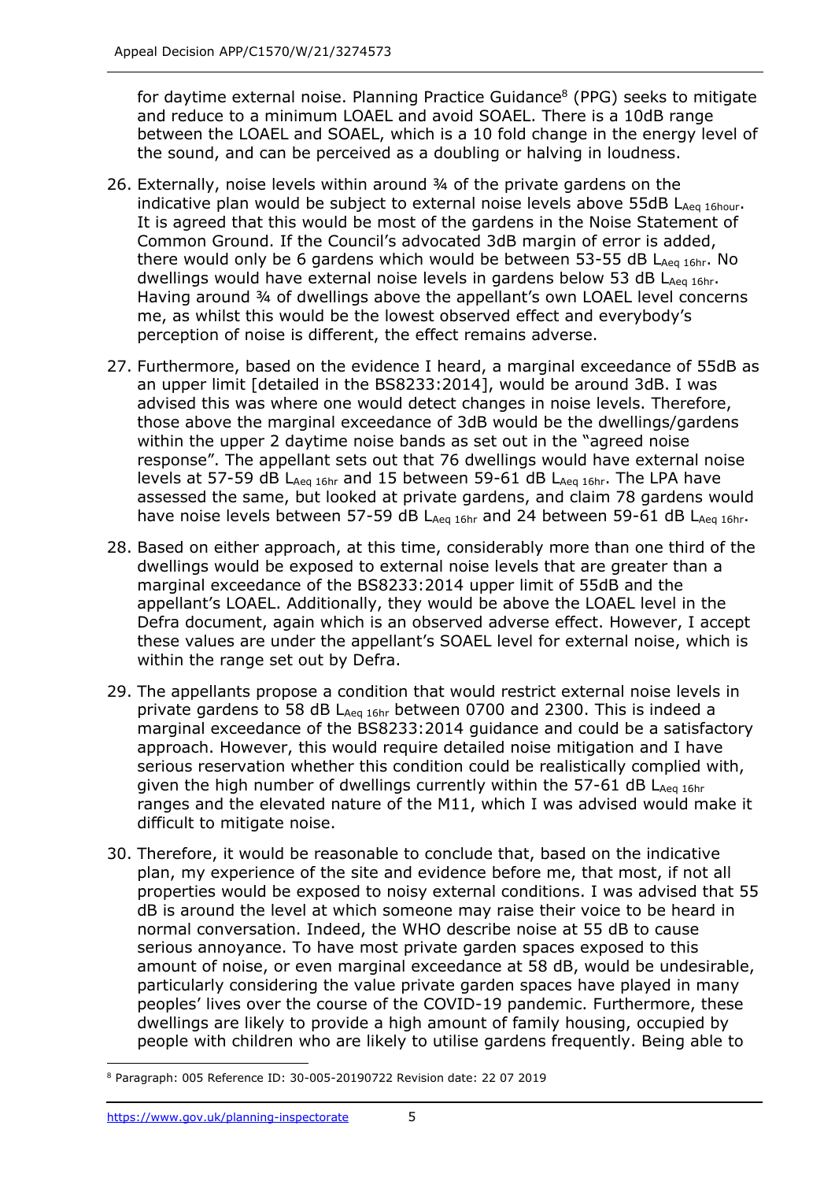for daytime external noise. Planning Practice Guidance[8] (PPG) seeks to mitigate and reduce to a minimum LOAEL and avoid SOAEL. There is a 10dB range between the LOAEL and SOAEL, which is a 10 fold change in the energy level of the sound, and can be perceived as a doubling or halving in loudness.

26. Externally, noise levels within around ¾ of the private gardens on the indicative plan would be subject to external noise levels above 55dB $L_{Aeq\ 16hour}$. It is agreed that this would be most of the gardens in the Noise Statement of Common Ground. If the Council's advocated 3dB margin of error is added, there would only be 6 gardens which would be between 53-55 dB $L_{Aeq\ 16hr}$. No dwellings would have external noise levels in gardens below 53 dB $L_{Aeq\ 16hr}$. Having around ¾ of dwellings above the appellant's own LOAEL level concerns me, as whilst this would be the lowest observed effect and everybody's perception of noise is different, the effect remains adverse.

27. Furthermore, based on the evidence I heard, a marginal exceedance of 55dB as an upper limit [detailed in the BS8233:2014], would be around 3dB. I was advised this was where one would detect changes in noise levels. Therefore, those above the marginal exceedance of 3dB would be the dwellings/gardens within the upper 2 daytime noise bands as set out in the "agreed noise response". The appellant sets out that 76 dwellings would have external noise levels at 57-59 dB $L_{Aeq\ 16hr}$ and 15 between 59-61 dB $L_{Aeq\ 16hr}$. The LPA have assessed the same, but looked at private gardens, and claim 78 gardens would have noise levels between 57-59 dB $L_{Aeq\ 16hr}$ and 24 between 59-61 dB $L_{Aeq\ 16hr}$.

28. Based on either approach, at this time, considerably more than one third of the dwellings would be exposed to external noise levels that are greater than a marginal exceedance of the BS8233:2014 upper limit of 55dB and the appellant's LOAEL. Additionally, they would be above the LOAEL level in the Defra document, again which is an observed adverse effect. However, I accept these values are under the appellant's SOAEL level for external noise, which is within the range set out by Defra.

29. The appellants propose a condition that would restrict external noise levels in private gardens to 58 dB $L_{Aeq\ 16hr}$ between 0700 and 2300. This is indeed a marginal exceedance of the BS8233:2014 guidance and could be a satisfactory approach. However, this would require detailed noise mitigation and I have serious reservation whether this condition could be realistically complied with, given the high number of dwellings currently within the 57-61 dB $L_{Aeq\ 16hr}$ ranges and the elevated nature of the M11, which I was advised would make it difficult to mitigate noise.

30. Therefore, it would be reasonable to conclude that, based on the indicative plan, my experience of the site and evidence before me, that most, if not all properties would be exposed to noisy external conditions. I was advised that 55 dB is around the level at which someone may raise their voice to be heard in normal conversation. Indeed, the WHO describe noise at 55 dB to cause serious annoyance. To have most private garden spaces exposed to this amount of noise, or even marginal exceedance at 58 dB, would be undesirable, particularly considering the value private garden spaces have played in many peoples' lives over the course of the COVID-19 pandemic. Furthermore, these dwellings are likely to provide a high amount of family housing, occupied by people with children who are likely to utilise gardens frequently. Being able to

[8] Paragraph: 005 Reference ID: 30-005-20190722 Revision date: 22 07 2019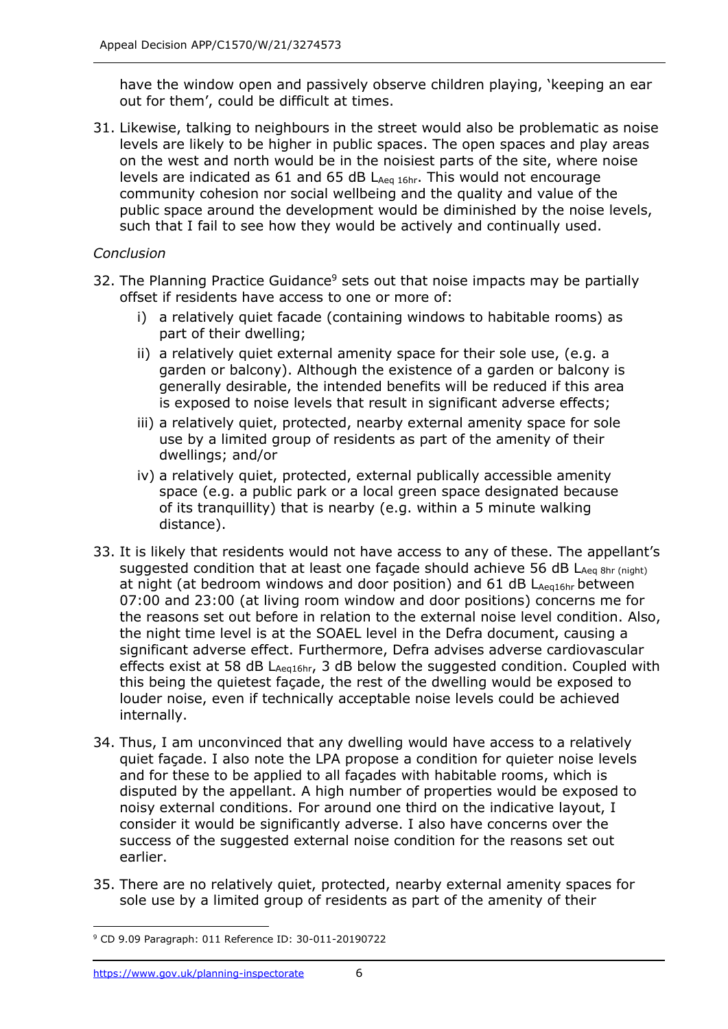have the window open and passively observe children playing, 'keeping an ear out for them', could be difficult at times.

31. Likewise, talking to neighbours in the street would also be problematic as noise levels are likely to be higher in public spaces. The open spaces and play areas on the west and north would be in the noisiest parts of the site, where noise levels are indicated as 61 and 65 dB $L_{Aeq\ 16hr}$. This would not encourage community cohesion nor social wellbeing and the quality and value of the public space around the development would be diminished by the noise levels, such that I fail to see how they would be actively and continually used.

*Conclusion*

32. The Planning Practice Guidance[9] sets out that noise impacts may be partially offset if residents have access to one or more of:

    i) a relatively quiet facade (containing windows to habitable rooms) as part of their dwelling;

    ii) a relatively quiet external amenity space for their sole use, (e.g. a garden or balcony). Although the existence of a garden or balcony is generally desirable, the intended benefits will be reduced if this area is exposed to noise levels that result in significant adverse effects;

    iii) a relatively quiet, protected, nearby external amenity space for sole use by a limited group of residents as part of the amenity of their dwellings; and/or

    iv) a relatively quiet, protected, external publically accessible amenity space (e.g. a public park or a local green space designated because of its tranquillity) that is nearby (e.g. within a 5 minute walking distance).

33. It is likely that residents would not have access to any of these. The appellant's suggested condition that at least one façade should achieve 56 dB $L_{Aeq\ 8hr\ (night)}$ at night (at bedroom windows and door position) and 61 dB $L_{Aeq16hr}$ between 07:00 and 23:00 (at living room window and door positions) concerns me for the reasons set out before in relation to the external noise level condition. Also, the night time level is at the SOAEL level in the Defra document, causing a significant adverse effect. Furthermore, Defra advises adverse cardiovascular effects exist at 58 dB $L_{Aeq16hr}$, 3 dB below the suggested condition. Coupled with this being the quietest façade, the rest of the dwelling would be exposed to louder noise, even if technically acceptable noise levels could be achieved internally.

34. Thus, I am unconvinced that any dwelling would have access to a relatively quiet façade. I also note the LPA propose a condition for quieter noise levels and for these to be applied to all façades with habitable rooms, which is disputed by the appellant. A high number of properties would be exposed to noisy external conditions. For around one third on the indicative layout, I consider it would be significantly adverse. I also have concerns over the success of the suggested external noise condition for the reasons set out earlier.

35. There are no relatively quiet, protected, nearby external amenity spaces for sole use by a limited group of residents as part of the amenity of their

---

[9] CD 9.09 Paragraph: 011 Reference ID: 30-011-20190722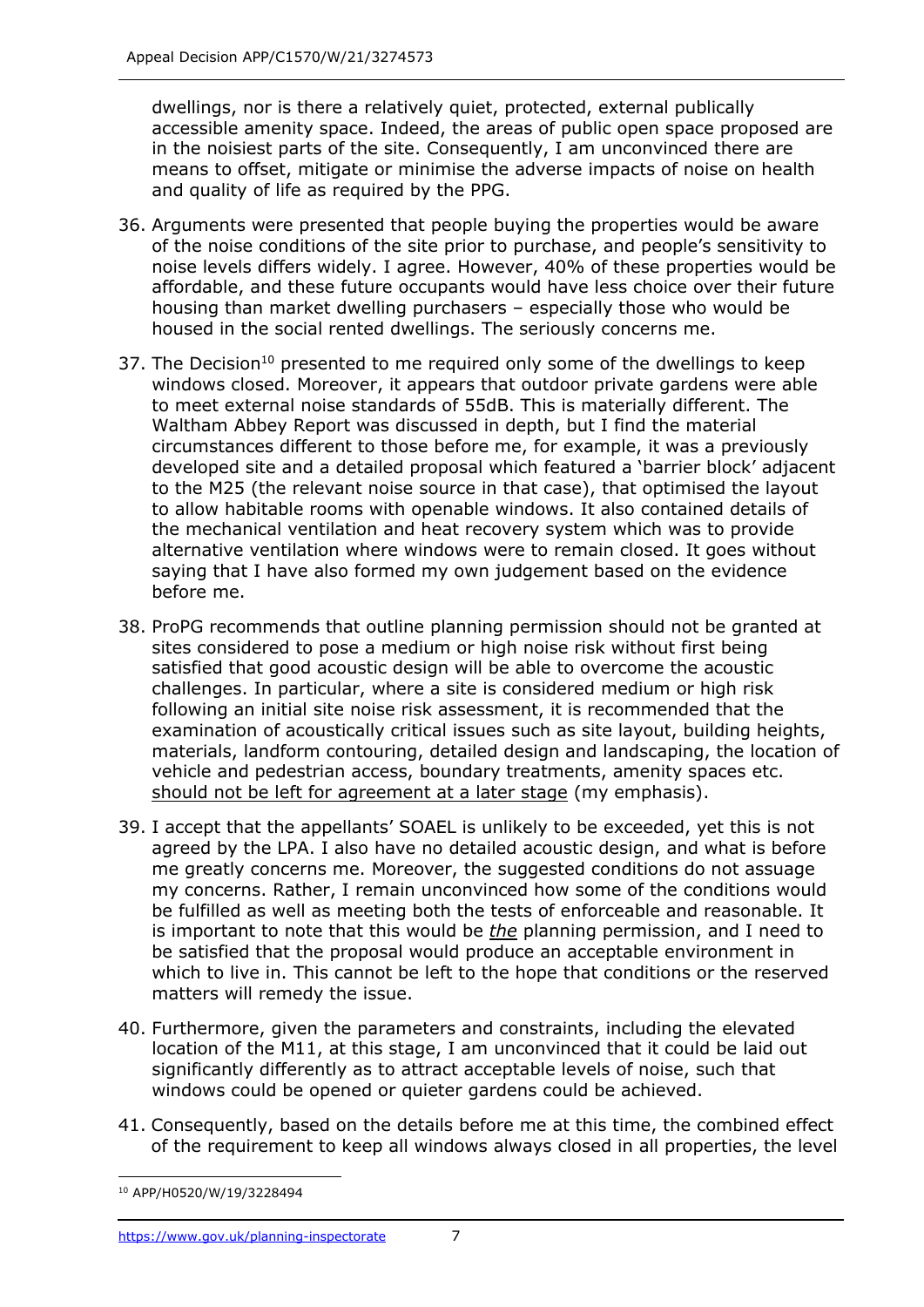dwellings, nor is there a relatively quiet, protected, external publically accessible amenity space. Indeed, the areas of public open space proposed are in the noisiest parts of the site. Consequently, I am unconvinced there are means to offset, mitigate or minimise the adverse impacts of noise on health and quality of life as required by the PPG.

36. Arguments were presented that people buying the properties would be aware of the noise conditions of the site prior to purchase, and people's sensitivity to noise levels differs widely. I agree. However, 40% of these properties would be affordable, and these future occupants would have less choice over their future housing than market dwelling purchasers – especially those who would be housed in the social rented dwellings. The seriously concerns me.

37. The Decision[10] presented to me required only some of the dwellings to keep windows closed. Moreover, it appears that outdoor private gardens were able to meet external noise standards of 55dB. This is materially different. The Waltham Abbey Report was discussed in depth, but I find the material circumstances different to those before me, for example, it was a previously developed site and a detailed proposal which featured a 'barrier block' adjacent to the M25 (the relevant noise source in that case), that optimised the layout to allow habitable rooms with openable windows. It also contained details of the mechanical ventilation and heat recovery system which was to provide alternative ventilation where windows were to remain closed. It goes without saying that I have also formed my own judgement based on the evidence before me.

38. ProPG recommends that outline planning permission should not be granted at sites considered to pose a medium or high noise risk without first being satisfied that good acoustic design will be able to overcome the acoustic challenges. In particular, where a site is considered medium or high risk following an initial site noise risk assessment, it is recommended that the examination of acoustically critical issues such as site layout, building heights, materials, landform contouring, detailed design and landscaping, the location of vehicle and pedestrian access, boundary treatments, amenity spaces etc. <u>should not be left for agreement at a later stage</u> (my emphasis).

39. I accept that the appellants' SOAEL is unlikely to be exceeded, yet this is not agreed by the LPA. I also have no detailed acoustic design, and what is before me greatly concerns me. Moreover, the suggested conditions do not assuage my concerns. Rather, I remain unconvinced how some of the conditions would be fulfilled as well as meeting both the tests of enforceable and reasonable. It is important to note that this would be <u>*the*</u> planning permission, and I need to be satisfied that the proposal would produce an acceptable environment in which to live in. This cannot be left to the hope that conditions or the reserved matters will remedy the issue.

40. Furthermore, given the parameters and constraints, including the elevated location of the M11, at this stage, I am unconvinced that it could be laid out significantly differently as to attract acceptable levels of noise, such that windows could be opened or quieter gardens could be achieved.

41. Consequently, based on the details before me at this time, the combined effect of the requirement to keep all windows always closed in all properties, the level

[10] APP/H0520/W/19/3228494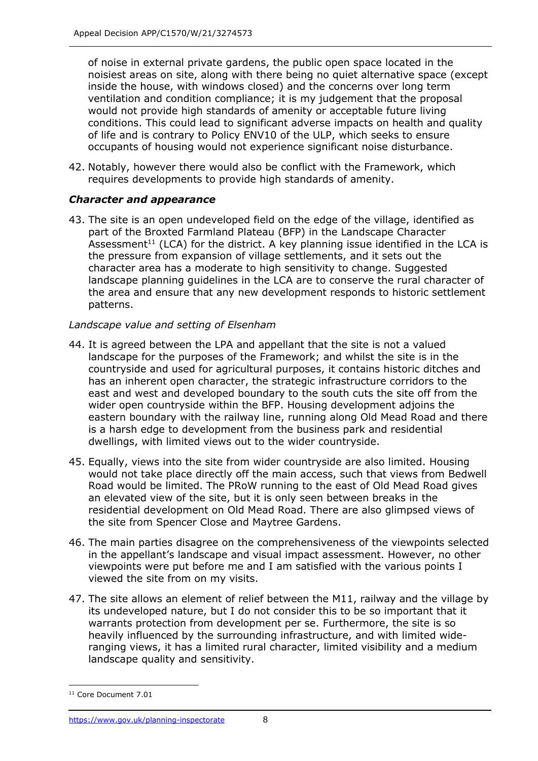of noise in external private gardens, the public open space located in the noisiest areas on site, along with there being no quiet alternative space (except inside the house, with windows closed) and the concerns over long term ventilation and condition compliance; it is my judgement that the proposal would not provide high standards of amenity or acceptable future living conditions. This could lead to significant adverse impacts on health and quality of life and is contrary to Policy ENV10 of the ULP, which seeks to ensure occupants of housing would not experience significant noise disturbance.

42. Notably, however there would also be conflict with the Framework, which requires developments to provide high standards of amenity.

### *Character and appearance*

43. The site is an open undeveloped field on the edge of the village, identified as part of the Broxted Farmland Plateau (BFP) in the Landscape Character Assessment[11] (LCA) for the district. A key planning issue identified in the LCA is the pressure from expansion of village settlements, and it sets out the character area has a moderate to high sensitivity to change. Suggested landscape planning guidelines in the LCA are to conserve the rural character of the area and ensure that any new development responds to historic settlement patterns.

*Landscape value and setting of Elsenham*

44. It is agreed between the LPA and appellant that the site is not a valued landscape for the purposes of the Framework; and whilst the site is in the countryside and used for agricultural purposes, it contains historic ditches and has an inherent open character, the strategic infrastructure corridors to the east and west and developed boundary to the south cuts the site off from the wider open countryside within the BFP. Housing development adjoins the eastern boundary with the railway line, running along Old Mead Road and there is a harsh edge to development from the business park and residential dwellings, with limited views out to the wider countryside.

45. Equally, views into the site from wider countryside are also limited. Housing would not take place directly off the main access, such that views from Bedwell Road would be limited. The PRoW running to the east of Old Mead Road gives an elevated view of the site, but it is only seen between breaks in the residential development on Old Mead Road. There are also glimpsed views of the site from Spencer Close and Maytree Gardens.

46. The main parties disagree on the comprehensiveness of the viewpoints selected in the appellant's landscape and visual impact assessment. However, no other viewpoints were put before me and I am satisfied with the various points I viewed the site from on my visits.

47. The site allows an element of relief between the M11, railway and the village by its undeveloped nature, but I do not consider this to be so important that it warrants protection from development per se. Furthermore, the site is so heavily influenced by the surrounding infrastructure, and with limited wide-ranging views, it has a limited rural character, limited visibility and a medium landscape quality and sensitivity.

---

[11] Core Document 7.01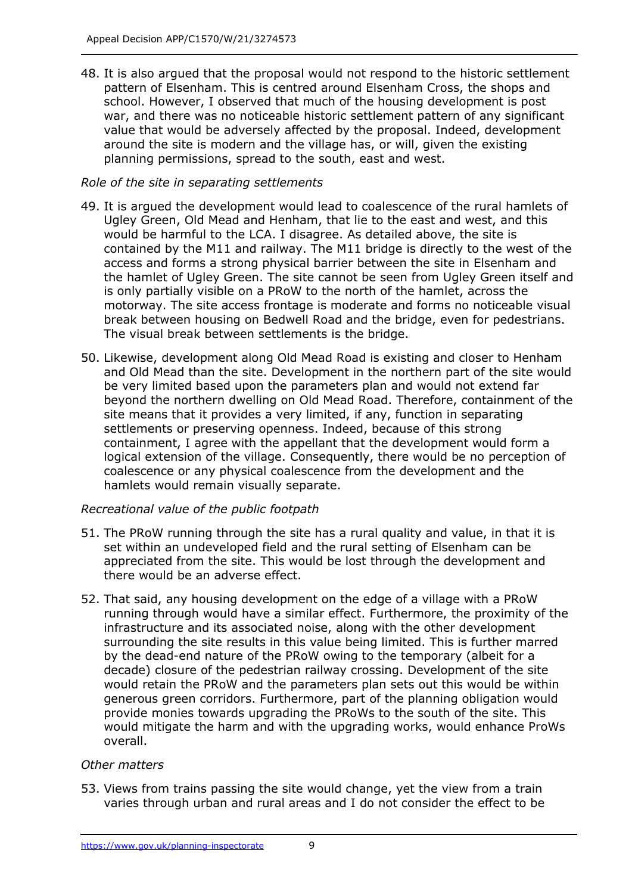48. It is also argued that the proposal would not respond to the historic settlement pattern of Elsenham. This is centred around Elsenham Cross, the shops and school. However, I observed that much of the housing development is post war, and there was no noticeable historic settlement pattern of any significant value that would be adversely affected by the proposal. Indeed, development around the site is modern and the village has, or will, given the existing planning permissions, spread to the south, east and west.

*Role of the site in separating settlements*

49. It is argued the development would lead to coalescence of the rural hamlets of Ugley Green, Old Mead and Henham, that lie to the east and west, and this would be harmful to the LCA. I disagree. As detailed above, the site is contained by the M11 and railway. The M11 bridge is directly to the west of the access and forms a strong physical barrier between the site in Elsenham and the hamlet of Ugley Green. The site cannot be seen from Ugley Green itself and is only partially visible on a PRoW to the north of the hamlet, across the motorway. The site access frontage is moderate and forms no noticeable visual break between housing on Bedwell Road and the bridge, even for pedestrians. The visual break between settlements is the bridge.

50. Likewise, development along Old Mead Road is existing and closer to Henham and Old Mead than the site. Development in the northern part of the site would be very limited based upon the parameters plan and would not extend far beyond the northern dwelling on Old Mead Road. Therefore, containment of the site means that it provides a very limited, if any, function in separating settlements or preserving openness. Indeed, because of this strong containment, I agree with the appellant that the development would form a logical extension of the village. Consequently, there would be no perception of coalescence or any physical coalescence from the development and the hamlets would remain visually separate.

*Recreational value of the public footpath*

51. The PRoW running through the site has a rural quality and value, in that it is set within an undeveloped field and the rural setting of Elsenham can be appreciated from the site. This would be lost through the development and there would be an adverse effect.

52. That said, any housing development on the edge of a village with a PRoW running through would have a similar effect. Furthermore, the proximity of the infrastructure and its associated noise, along with the other development surrounding the site results in this value being limited. This is further marred by the dead-end nature of the PRoW owing to the temporary (albeit for a decade) closure of the pedestrian railway crossing. Development of the site would retain the PRoW and the parameters plan sets out this would be within generous green corridors. Furthermore, part of the planning obligation would provide monies towards upgrading the PRoWs to the south of the site. This would mitigate the harm and with the upgrading works, would enhance ProWs overall.

*Other matters*

53. Views from trains passing the site would change, yet the view from a train varies through urban and rural areas and I do not consider the effect to be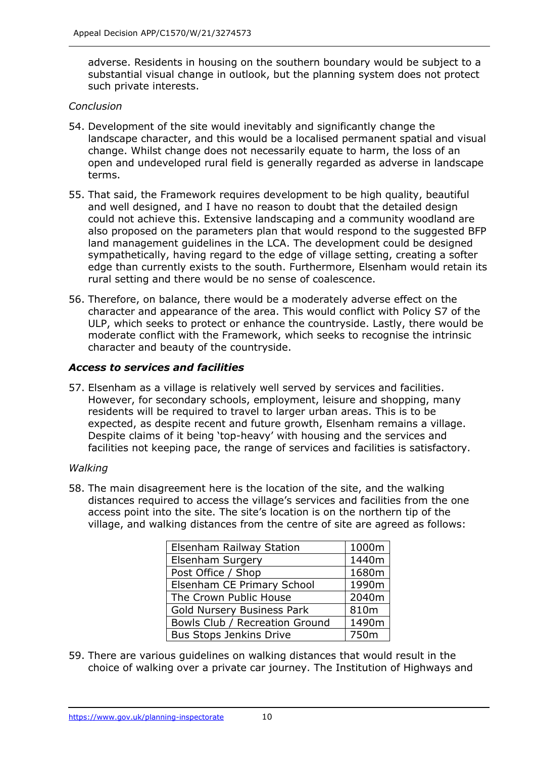adverse. Residents in housing on the southern boundary would be subject to a substantial visual change in outlook, but the planning system does not protect such private interests.

*Conclusion*

54. Development of the site would inevitably and significantly change the landscape character, and this would be a localised permanent spatial and visual change. Whilst change does not necessarily equate to harm, the loss of an open and undeveloped rural field is generally regarded as adverse in landscape terms.

55. That said, the Framework requires development to be high quality, beautiful and well designed, and I have no reason to doubt that the detailed design could not achieve this. Extensive landscaping and a community woodland are also proposed on the parameters plan that would respond to the suggested BFP land management guidelines in the LCA. The development could be designed sympathetically, having regard to the edge of village setting, creating a softer edge than currently exists to the south. Furthermore, Elsenham would retain its rural setting and there would be no sense of coalescence.

56. Therefore, on balance, there would be a moderately adverse effect on the character and appearance of the area. This would conflict with Policy S7 of the ULP, which seeks to protect or enhance the countryside. Lastly, there would be moderate conflict with the Framework, which seeks to recognise the intrinsic character and beauty of the countryside.

### ***Access to services and facilities***

57. Elsenham as a village is relatively well served by services and facilities. However, for secondary schools, employment, leisure and shopping, many residents will be required to travel to larger urban areas. This is to be expected, as despite recent and future growth, Elsenham remains a village. Despite claims of it being 'top-heavy' with housing and the services and facilities not keeping pace, the range of services and facilities is satisfactory.

*Walking*

58. The main disagreement here is the location of the site, and the walking distances required to access the village's services and facilities from the one access point into the site. The site's location is on the northern tip of the village, and walking distances from the centre of site are agreed as follows:

| Elsenham Railway Station | 1000m |
|---|---|
| Elsenham Surgery | 1440m |
| Post Office / Shop | 1680m |
| Elsenham CE Primary School | 1990m |
| The Crown Public House | 2040m |
| Gold Nursery Business Park | 810m |
| Bowls Club / Recreation Ground | 1490m |
| Bus Stops Jenkins Drive | 750m |

59. There are various guidelines on walking distances that would result in the choice of walking over a private car journey. The Institution of Highways and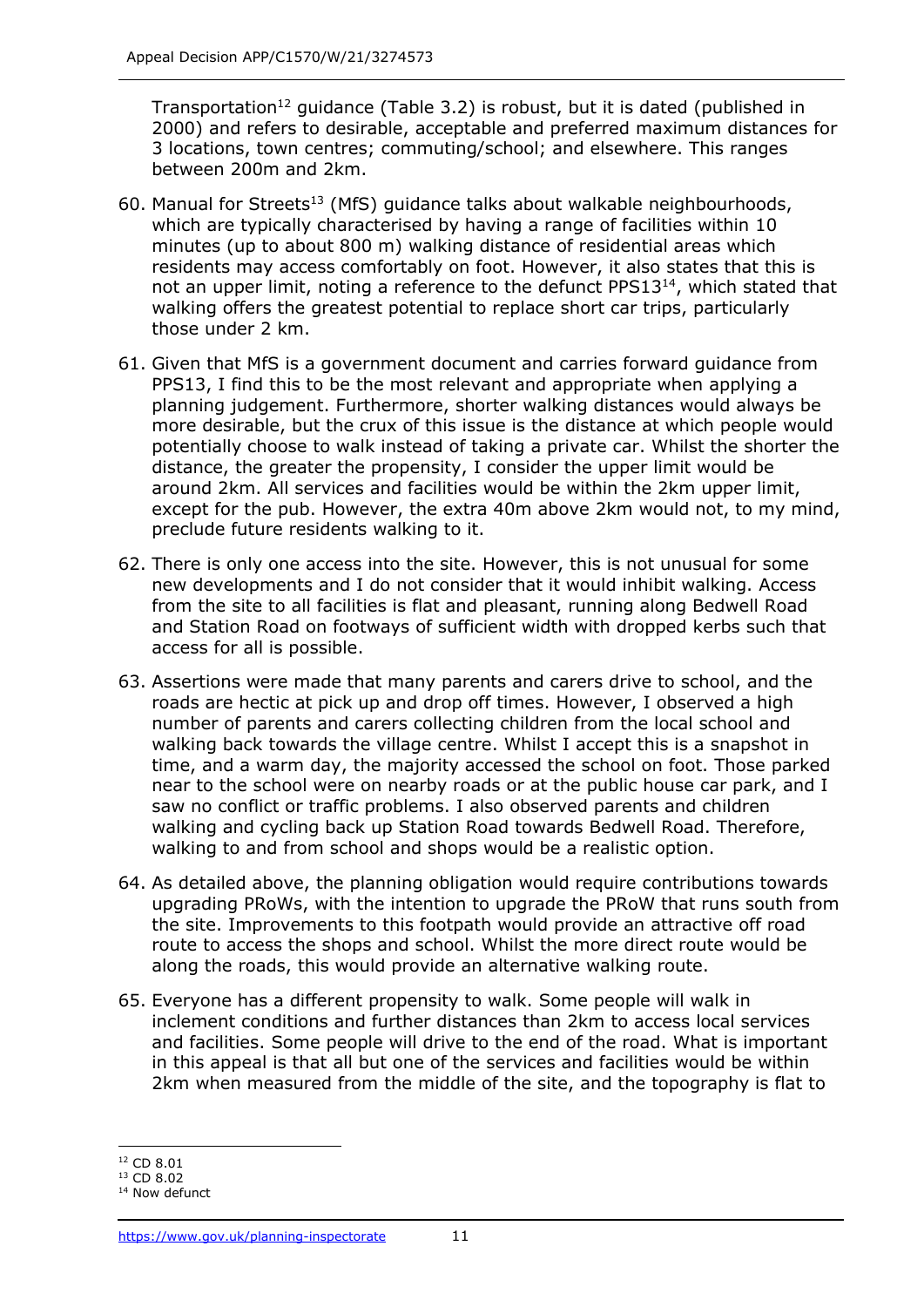Transportation[12] guidance (Table 3.2) is robust, but it is dated (published in 2000) and refers to desirable, acceptable and preferred maximum distances for 3 locations, town centres; commuting/school; and elsewhere. This ranges between 200m and 2km.

60. Manual for Streets[13] (MfS) guidance talks about walkable neighbourhoods, which are typically characterised by having a range of facilities within 10 minutes (up to about 800 m) walking distance of residential areas which residents may access comfortably on foot. However, it also states that this is not an upper limit, noting a reference to the defunct PPS13[14], which stated that walking offers the greatest potential to replace short car trips, particularly those under 2 km.

61. Given that MfS is a government document and carries forward guidance from PPS13, I find this to be the most relevant and appropriate when applying a planning judgement. Furthermore, shorter walking distances would always be more desirable, but the crux of this issue is the distance at which people would potentially choose to walk instead of taking a private car. Whilst the shorter the distance, the greater the propensity, I consider the upper limit would be around 2km. All services and facilities would be within the 2km upper limit, except for the pub. However, the extra 40m above 2km would not, to my mind, preclude future residents walking to it.

62. There is only one access into the site. However, this is not unusual for some new developments and I do not consider that it would inhibit walking. Access from the site to all facilities is flat and pleasant, running along Bedwell Road and Station Road on footways of sufficient width with dropped kerbs such that access for all is possible.

63. Assertions were made that many parents and carers drive to school, and the roads are hectic at pick up and drop off times. However, I observed a high number of parents and carers collecting children from the local school and walking back towards the village centre. Whilst I accept this is a snapshot in time, and a warm day, the majority accessed the school on foot. Those parked near to the school were on nearby roads or at the public house car park, and I saw no conflict or traffic problems. I also observed parents and children walking and cycling back up Station Road towards Bedwell Road. Therefore, walking to and from school and shops would be a realistic option.

64. As detailed above, the planning obligation would require contributions towards upgrading PRoWs, with the intention to upgrade the PRoW that runs south from the site. Improvements to this footpath would provide an attractive off road route to access the shops and school. Whilst the more direct route would be along the roads, this would provide an alternative walking route.

65. Everyone has a different propensity to walk. Some people will walk in inclement conditions and further distances than 2km to access local services and facilities. Some people will drive to the end of the road. What is important in this appeal is that all but one of the services and facilities would be within 2km when measured from the middle of the site, and the topography is flat to

---

[12] CD 8.01

[13] CD 8.02

[14] Now defunct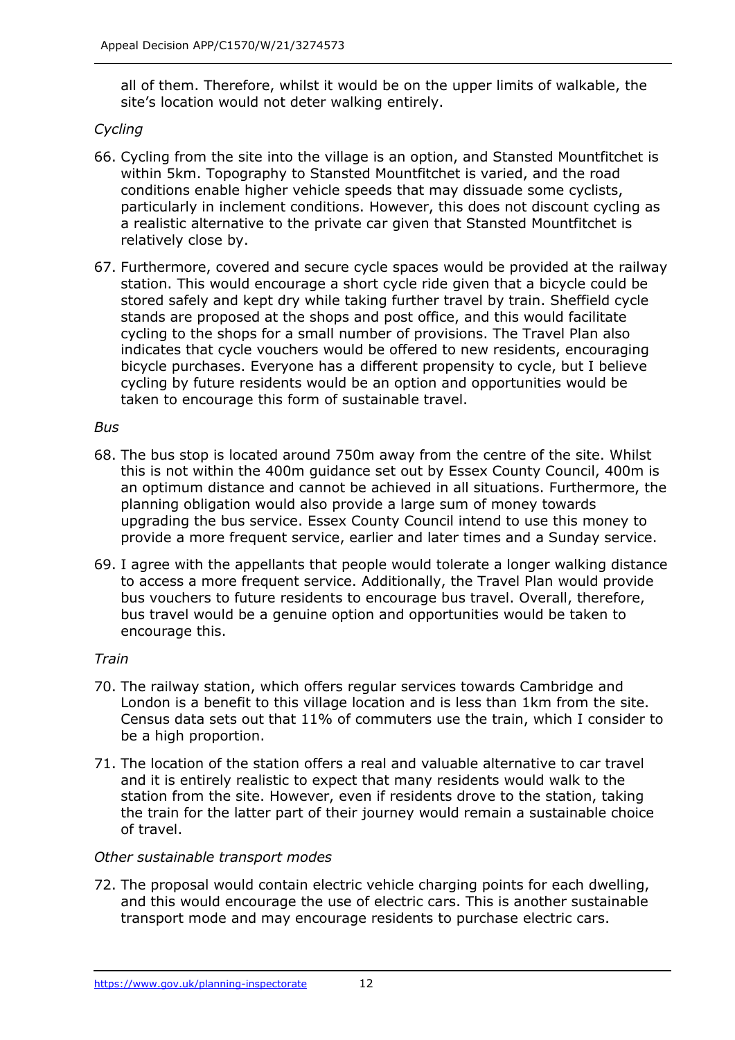all of them. Therefore, whilst it would be on the upper limits of walkable, the site's location would not deter walking entirely.

*Cycling*

66. Cycling from the site into the village is an option, and Stansted Mountfitchet is within 5km. Topography to Stansted Mountfitchet is varied, and the road conditions enable higher vehicle speeds that may dissuade some cyclists, particularly in inclement conditions. However, this does not discount cycling as a realistic alternative to the private car given that Stansted Mountfitchet is relatively close by.

67. Furthermore, covered and secure cycle spaces would be provided at the railway station. This would encourage a short cycle ride given that a bicycle could be stored safely and kept dry while taking further travel by train. Sheffield cycle stands are proposed at the shops and post office, and this would facilitate cycling to the shops for a small number of provisions. The Travel Plan also indicates that cycle vouchers would be offered to new residents, encouraging bicycle purchases. Everyone has a different propensity to cycle, but I believe cycling by future residents would be an option and opportunities would be taken to encourage this form of sustainable travel.

*Bus*

68. The bus stop is located around 750m away from the centre of the site. Whilst this is not within the 400m guidance set out by Essex County Council, 400m is an optimum distance and cannot be achieved in all situations. Furthermore, the planning obligation would also provide a large sum of money towards upgrading the bus service. Essex County Council intend to use this money to provide a more frequent service, earlier and later times and a Sunday service.

69. I agree with the appellants that people would tolerate a longer walking distance to access a more frequent service. Additionally, the Travel Plan would provide bus vouchers to future residents to encourage bus travel. Overall, therefore, bus travel would be a genuine option and opportunities would be taken to encourage this.

*Train*

70. The railway station, which offers regular services towards Cambridge and London is a benefit to this village location and is less than 1km from the site. Census data sets out that 11% of commuters use the train, which I consider to be a high proportion.

71. The location of the station offers a real and valuable alternative to car travel and it is entirely realistic to expect that many residents would walk to the station from the site. However, even if residents drove to the station, taking the train for the latter part of their journey would remain a sustainable choice of travel.

*Other sustainable transport modes*

72. The proposal would contain electric vehicle charging points for each dwelling, and this would encourage the use of electric cars. This is another sustainable transport mode and may encourage residents to purchase electric cars.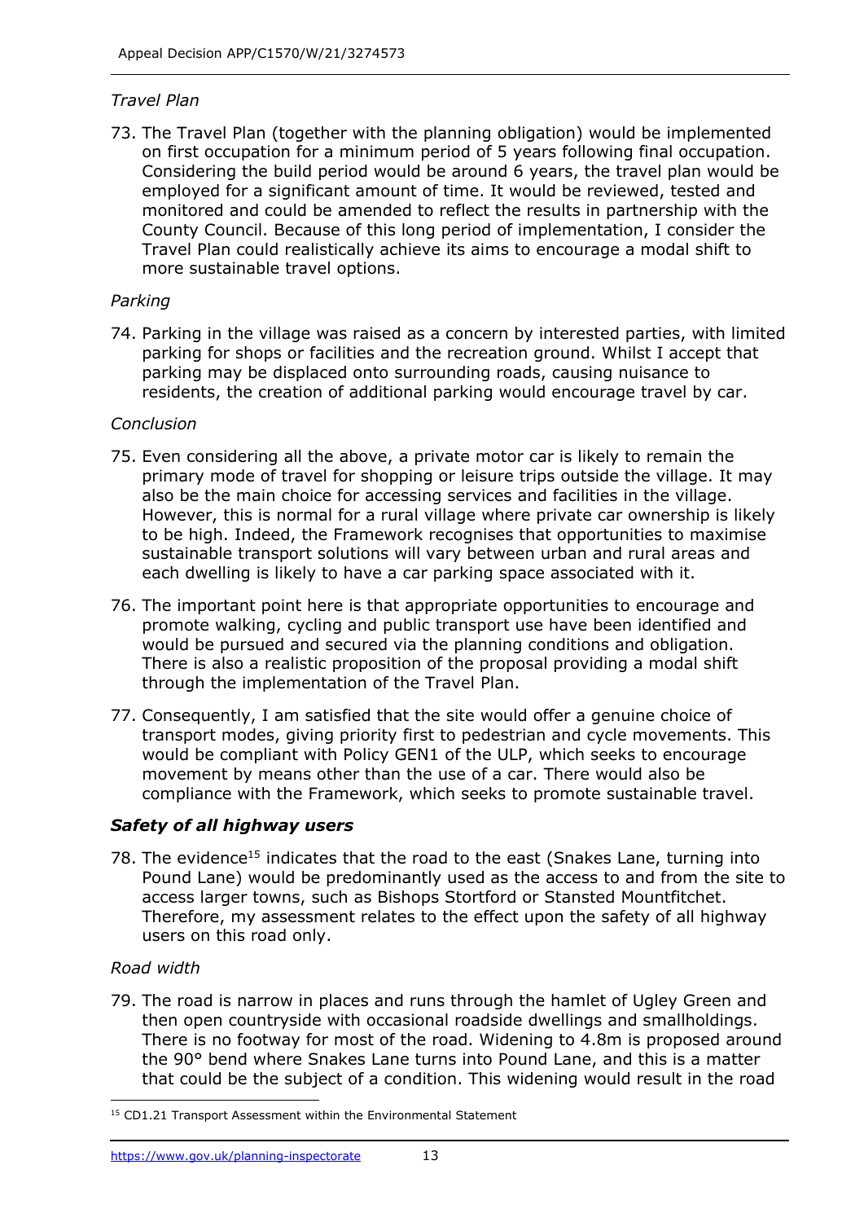*Travel Plan*

73. The Travel Plan (together with the planning obligation) would be implemented on first occupation for a minimum period of 5 years following final occupation. Considering the build period would be around 6 years, the travel plan would be employed for a significant amount of time. It would be reviewed, tested and monitored and could be amended to reflect the results in partnership with the County Council. Because of this long period of implementation, I consider the Travel Plan could realistically achieve its aims to encourage a modal shift to more sustainable travel options.

*Parking*

74. Parking in the village was raised as a concern by interested parties, with limited parking for shops or facilities and the recreation ground. Whilst I accept that parking may be displaced onto surrounding roads, causing nuisance to residents, the creation of additional parking would encourage travel by car.

*Conclusion*

75. Even considering all the above, a private motor car is likely to remain the primary mode of travel for shopping or leisure trips outside the village. It may also be the main choice for accessing services and facilities in the village. However, this is normal for a rural village where private car ownership is likely to be high. Indeed, the Framework recognises that opportunities to maximise sustainable transport solutions will vary between urban and rural areas and each dwelling is likely to have a car parking space associated with it.

76. The important point here is that appropriate opportunities to encourage and promote walking, cycling and public transport use have been identified and would be pursued and secured via the planning conditions and obligation. There is also a realistic proposition of the proposal providing a modal shift through the implementation of the Travel Plan.

77. Consequently, I am satisfied that the site would offer a genuine choice of transport modes, giving priority first to pedestrian and cycle movements. This would be compliant with Policy GEN1 of the ULP, which seeks to encourage movement by means other than the use of a car. There would also be compliance with the Framework, which seeks to promote sustainable travel.

### ***Safety of all highway users***

78. The evidence[15] indicates that the road to the east (Snakes Lane, turning into Pound Lane) would be predominantly used as the access to and from the site to access larger towns, such as Bishops Stortford or Stansted Mountfitchet. Therefore, my assessment relates to the effect upon the safety of all highway users on this road only.

*Road width*

79. The road is narrow in places and runs through the hamlet of Ugley Green and then open countryside with occasional roadside dwellings and smallholdings. There is no footway for most of the road. Widening to 4.8m is proposed around the 90° bend where Snakes Lane turns into Pound Lane, and this is a matter that could be the subject of a condition. This widening would result in the road

[15] CD1.21 Transport Assessment within the Environmental Statement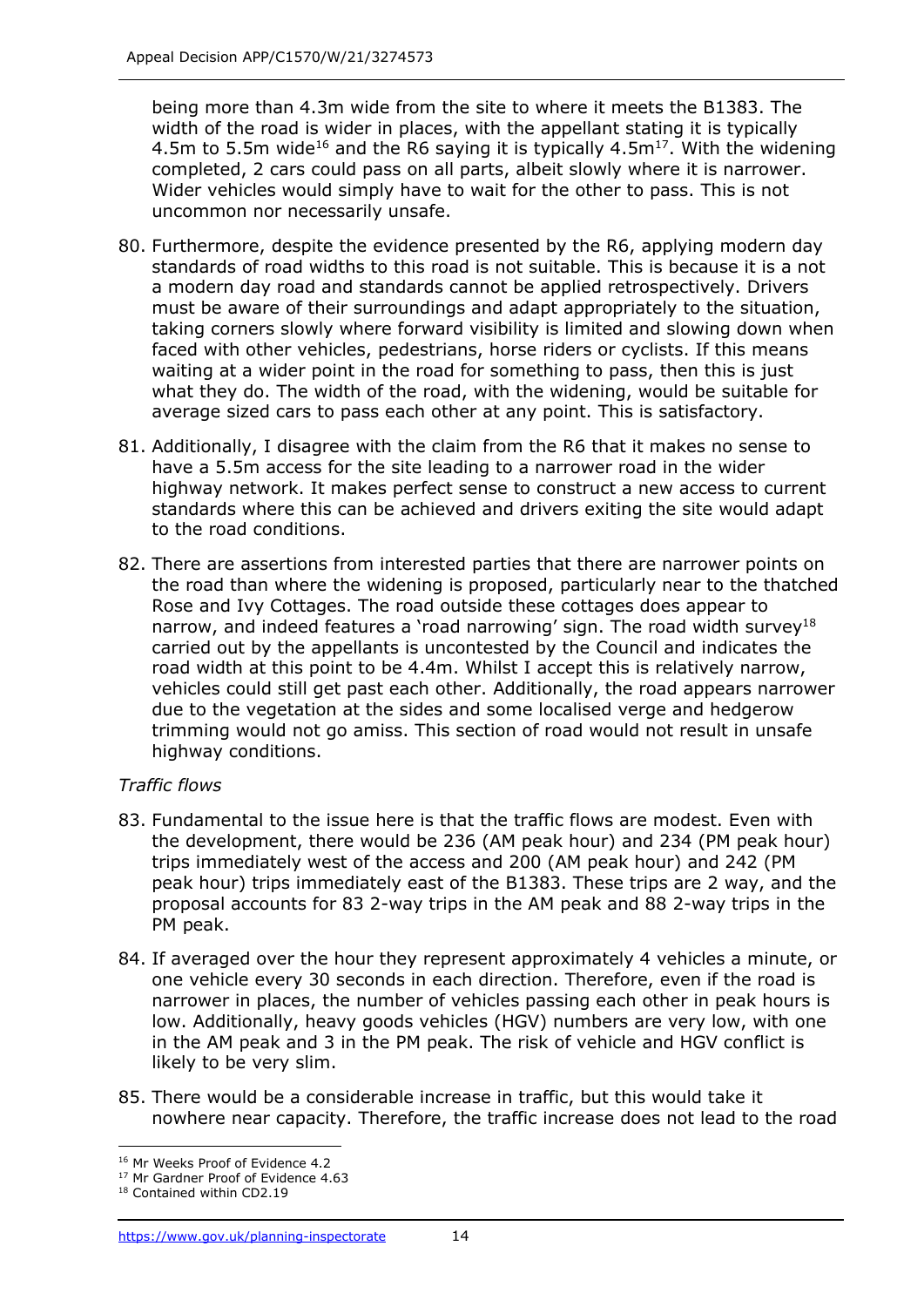being more than 4.3m wide from the site to where it meets the B1383. The width of the road is wider in places, with the appellant stating it is typically 4.5m to 5.5m wide[16] and the R6 saying it is typically 4.5m[17]. With the widening completed, 2 cars could pass on all parts, albeit slowly where it is narrower. Wider vehicles would simply have to wait for the other to pass. This is not uncommon nor necessarily unsafe.

80. Furthermore, despite the evidence presented by the R6, applying modern day standards of road widths to this road is not suitable. This is because it is a not a modern day road and standards cannot be applied retrospectively. Drivers must be aware of their surroundings and adapt appropriately to the situation, taking corners slowly where forward visibility is limited and slowing down when faced with other vehicles, pedestrians, horse riders or cyclists. If this means waiting at a wider point in the road for something to pass, then this is just what they do. The width of the road, with the widening, would be suitable for average sized cars to pass each other at any point. This is satisfactory.

81. Additionally, I disagree with the claim from the R6 that it makes no sense to have a 5.5m access for the site leading to a narrower road in the wider highway network. It makes perfect sense to construct a new access to current standards where this can be achieved and drivers exiting the site would adapt to the road conditions.

82. There are assertions from interested parties that there are narrower points on the road than where the widening is proposed, particularly near to the thatched Rose and Ivy Cottages. The road outside these cottages does appear to narrow, and indeed features a 'road narrowing' sign. The road width survey[18] carried out by the appellants is uncontested by the Council and indicates the road width at this point to be 4.4m. Whilst I accept this is relatively narrow, vehicles could still get past each other. Additionally, the road appears narrower due to the vegetation at the sides and some localised verge and hedgerow trimming would not go amiss. This section of road would not result in unsafe highway conditions.

*Traffic flows*

83. Fundamental to the issue here is that the traffic flows are modest. Even with the development, there would be 236 (AM peak hour) and 234 (PM peak hour) trips immediately west of the access and 200 (AM peak hour) and 242 (PM peak hour) trips immediately east of the B1383. These trips are 2 way, and the proposal accounts for 83 2-way trips in the AM peak and 88 2-way trips in the PM peak.

84. If averaged over the hour they represent approximately 4 vehicles a minute, or one vehicle every 30 seconds in each direction. Therefore, even if the road is narrower in places, the number of vehicles passing each other in peak hours is low. Additionally, heavy goods vehicles (HGV) numbers are very low, with one in the AM peak and 3 in the PM peak. The risk of vehicle and HGV conflict is likely to be very slim.

85. There would be a considerable increase in traffic, but this would take it nowhere near capacity. Therefore, the traffic increase does not lead to the road

[16] Mr Weeks Proof of Evidence 4.2

[17] Mr Gardner Proof of Evidence 4.63

[18] Contained within CD2.19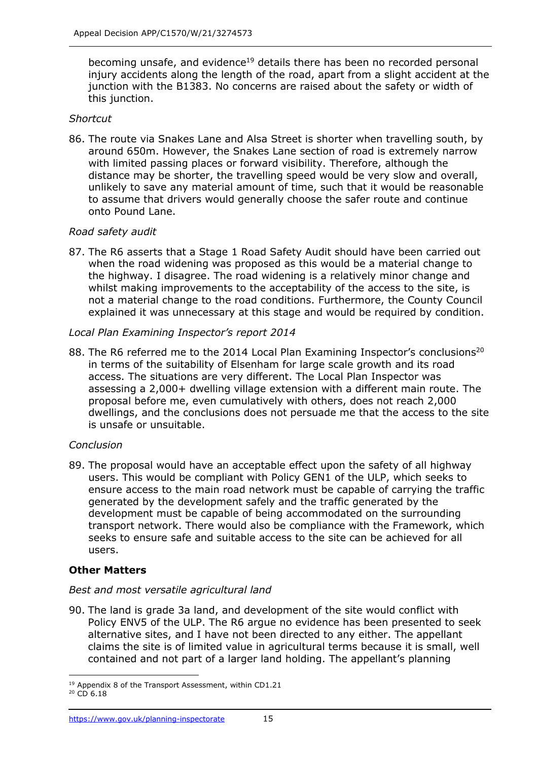becoming unsafe, and evidence[19] details there has been no recorded personal injury accidents along the length of the road, apart from a slight accident at the junction with the B1383. No concerns are raised about the safety or width of this junction.

*Shortcut*

86. The route via Snakes Lane and Alsa Street is shorter when travelling south, by around 650m. However, the Snakes Lane section of road is extremely narrow with limited passing places or forward visibility. Therefore, although the distance may be shorter, the travelling speed would be very slow and overall, unlikely to save any material amount of time, such that it would be reasonable to assume that drivers would generally choose the safer route and continue onto Pound Lane.

*Road safety audit*

87. The R6 asserts that a Stage 1 Road Safety Audit should have been carried out when the road widening was proposed as this would be a material change to the highway. I disagree. The road widening is a relatively minor change and whilst making improvements to the acceptability of the access to the site, is not a material change to the road conditions. Furthermore, the County Council explained it was unnecessary at this stage and would be required by condition.

*Local Plan Examining Inspector's report 2014*

88. The R6 referred me to the 2014 Local Plan Examining Inspector's conclusions[20] in terms of the suitability of Elsenham for large scale growth and its road access. The situations are very different. The Local Plan Inspector was assessing a 2,000+ dwelling village extension with a different main route. The proposal before me, even cumulatively with others, does not reach 2,000 dwellings, and the conclusions does not persuade me that the access to the site is unsafe or unsuitable.

*Conclusion*

89. The proposal would have an acceptable effect upon the safety of all highway users. This would be compliant with Policy GEN1 of the ULP, which seeks to ensure access to the main road network must be capable of carrying the traffic generated by the development safely and the traffic generated by the development must be capable of being accommodated on the surrounding transport network. There would also be compliance with the Framework, which seeks to ensure safe and suitable access to the site can be achieved for all users.

**Other Matters**

*Best and most versatile agricultural land*

90. The land is grade 3a land, and development of the site would conflict with Policy ENV5 of the ULP. The R6 argue no evidence has been presented to seek alternative sites, and I have not been directed to any either. The appellant claims the site is of limited value in agricultural terms because it is small, well contained and not part of a larger land holding. The appellant's planning

---

[19] Appendix 8 of the Transport Assessment, within CD1.21

[20] CD 6.18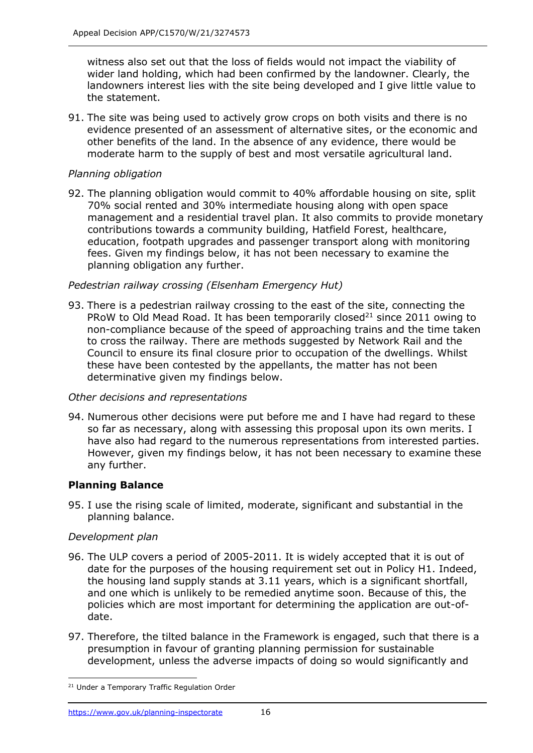witness also set out that the loss of fields would not impact the viability of wider land holding, which had been confirmed by the landowner. Clearly, the landowners interest lies with the site being developed and I give little value to the statement.

91. The site was being used to actively grow crops on both visits and there is no evidence presented of an assessment of alternative sites, or the economic and other benefits of the land. In the absence of any evidence, there would be moderate harm to the supply of best and most versatile agricultural land.

*Planning obligation*

92. The planning obligation would commit to 40% affordable housing on site, split 70% social rented and 30% intermediate housing along with open space management and a residential travel plan. It also commits to provide monetary contributions towards a community building, Hatfield Forest, healthcare, education, footpath upgrades and passenger transport along with monitoring fees. Given my findings below, it has not been necessary to examine the planning obligation any further.

*Pedestrian railway crossing (Elsenham Emergency Hut)*

93. There is a pedestrian railway crossing to the east of the site, connecting the PRoW to Old Mead Road. It has been temporarily closed[21] since 2011 owing to non-compliance because of the speed of approaching trains and the time taken to cross the railway. There are methods suggested by Network Rail and the Council to ensure its final closure prior to occupation of the dwellings. Whilst these have been contested by the appellants, the matter has not been determinative given my findings below.

*Other decisions and representations*

94. Numerous other decisions were put before me and I have had regard to these so far as necessary, along with assessing this proposal upon its own merits. I have also had regard to the numerous representations from interested parties. However, given my findings below, it has not been necessary to examine these any further.

## Planning Balance

95. I use the rising scale of limited, moderate, significant and substantial in the planning balance.

*Development plan*

96. The ULP covers a period of 2005-2011. It is widely accepted that it is out of date for the purposes of the housing requirement set out in Policy H1. Indeed, the housing land supply stands at 3.11 years, which is a significant shortfall, and one which is unlikely to be remedied anytime soon. Because of this, the policies which are most important for determining the application are out-of-date.

97. Therefore, the tilted balance in the Framework is engaged, such that there is a presumption in favour of granting planning permission for sustainable development, unless the adverse impacts of doing so would significantly and

[21] Under a Temporary Traffic Regulation Order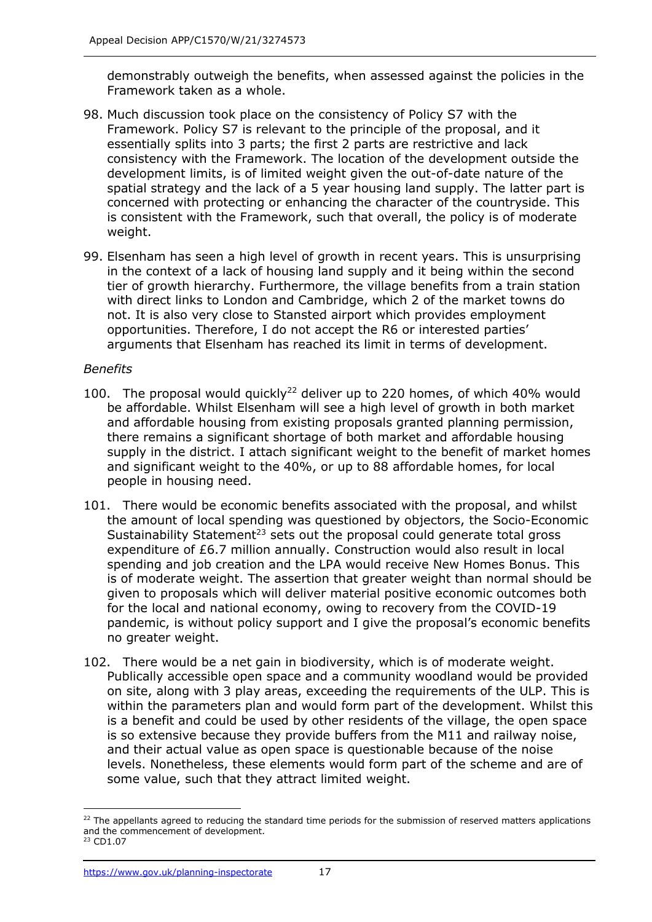demonstrably outweigh the benefits, when assessed against the policies in the Framework taken as a whole.

98. Much discussion took place on the consistency of Policy S7 with the Framework. Policy S7 is relevant to the principle of the proposal, and it essentially splits into 3 parts; the first 2 parts are restrictive and lack consistency with the Framework. The location of the development outside the development limits, is of limited weight given the out-of-date nature of the spatial strategy and the lack of a 5 year housing land supply. The latter part is concerned with protecting or enhancing the character of the countryside. This is consistent with the Framework, such that overall, the policy is of moderate weight.

99. Elsenham has seen a high level of growth in recent years. This is unsurprising in the context of a lack of housing land supply and it being within the second tier of growth hierarchy. Furthermore, the village benefits from a train station with direct links to London and Cambridge, which 2 of the market towns do not. It is also very close to Stansted airport which provides employment opportunities. Therefore, I do not accept the R6 or interested parties' arguments that Elsenham has reached its limit in terms of development.

*Benefits*

100. The proposal would quickly[22] deliver up to 220 homes, of which 40% would be affordable. Whilst Elsenham will see a high level of growth in both market and affordable housing from existing proposals granted planning permission, there remains a significant shortage of both market and affordable housing supply in the district. I attach significant weight to the benefit of market homes and significant weight to the 40%, or up to 88 affordable homes, for local people in housing need.

101. There would be economic benefits associated with the proposal, and whilst the amount of local spending was questioned by objectors, the Socio-Economic Sustainability Statement[23] sets out the proposal could generate total gross expenditure of £6.7 million annually. Construction would also result in local spending and job creation and the LPA would receive New Homes Bonus. This is of moderate weight. The assertion that greater weight than normal should be given to proposals which will deliver material positive economic outcomes both for the local and national economy, owing to recovery from the COVID-19 pandemic, is without policy support and I give the proposal's economic benefits no greater weight.

102. There would be a net gain in biodiversity, which is of moderate weight. Publically accessible open space and a community woodland would be provided on site, along with 3 play areas, exceeding the requirements of the ULP. This is within the parameters plan and would form part of the development. Whilst this is a benefit and could be used by other residents of the village, the open space is so extensive because they provide buffers from the M11 and railway noise, and their actual value as open space is questionable because of the noise levels. Nonetheless, these elements would form part of the scheme and are of some value, such that they attract limited weight.

---

[22] The appellants agreed to reducing the standard time periods for the submission of reserved matters applications and the commencement of development.

[23] CD1.07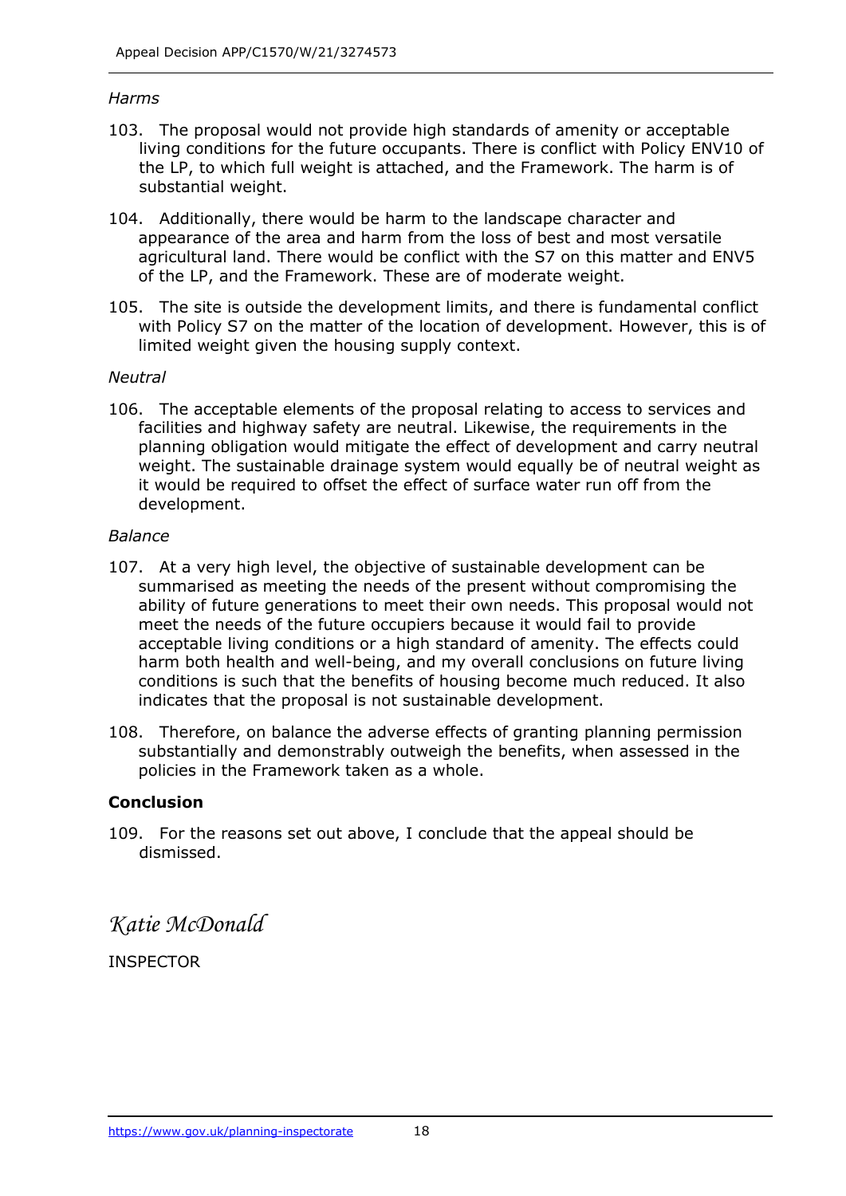*Harms*

103. The proposal would not provide high standards of amenity or acceptable living conditions for the future occupants. There is conflict with Policy ENV10 of the LP, to which full weight is attached, and the Framework. The harm is of substantial weight.

104. Additionally, there would be harm to the landscape character and appearance of the area and harm from the loss of best and most versatile agricultural land. There would be conflict with the S7 on this matter and ENV5 of the LP, and the Framework. These are of moderate weight.

105. The site is outside the development limits, and there is fundamental conflict with Policy S7 on the matter of the location of development. However, this is of limited weight given the housing supply context.

*Neutral*

106. The acceptable elements of the proposal relating to access to services and facilities and highway safety are neutral. Likewise, the requirements in the planning obligation would mitigate the effect of development and carry neutral weight. The sustainable drainage system would equally be of neutral weight as it would be required to offset the effect of surface water run off from the development.

*Balance*

107. At a very high level, the objective of sustainable development can be summarised as meeting the needs of the present without compromising the ability of future generations to meet their own needs. This proposal would not meet the needs of the future occupiers because it would fail to provide acceptable living conditions or a high standard of amenity. The effects could harm both health and well-being, and my overall conclusions on future living conditions is such that the benefits of housing become much reduced. It also indicates that the proposal is not sustainable development.

108. Therefore, on balance the adverse effects of granting planning permission substantially and demonstrably outweigh the benefits, when assessed in the policies in the Framework taken as a whole.

**Conclusion**

109. For the reasons set out above, I conclude that the appeal should be dismissed.

*Katie McDonald*

INSPECTOR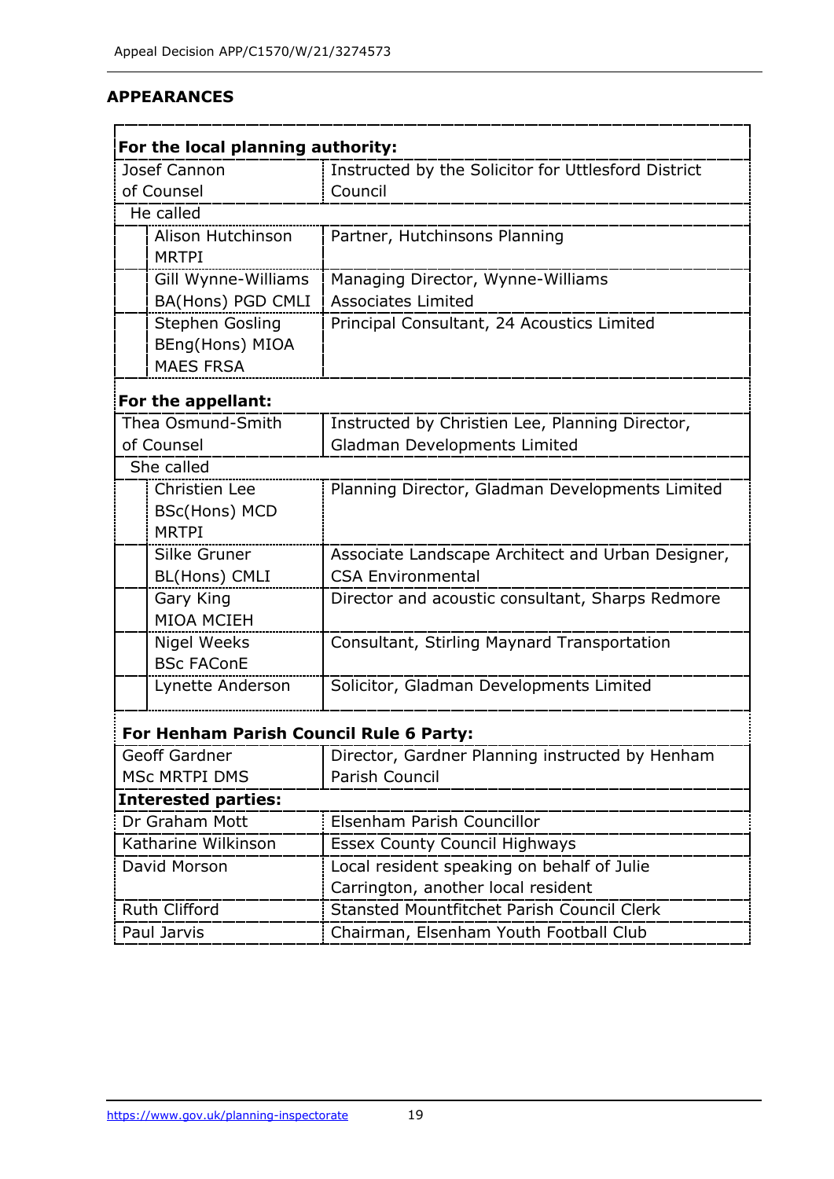## APPEARANCES

| | |
|---|---|
| **For the local planning authority:** | |
| Josef Cannon of Counsel | Instructed by the Solicitor for Uttlesford District Council |
| He called | |
| Alison Hutchinson MRTPI | Partner, Hutchinsons Planning |
| Gill Wynne-Williams BA(Hons) PGD CMLI | Managing Director, Wynne-Williams Associates Limited |
| Stephen Gosling BEng(Hons) MIOA MAES FRSA | Principal Consultant, 24 Acoustics Limited |
| **For the appellant:** | |
| Thea Osmund-Smith of Counsel | Instructed by Christien Lee, Planning Director, Gladman Developments Limited |
| She called | |
| Christien Lee BSc(Hons) MCD MRTPI | Planning Director, Gladman Developments Limited |
| Silke Gruner BL(Hons) CMLI | Associate Landscape Architect and Urban Designer, CSA Environmental |
| Gary King MIOA MCIEH | Director and acoustic consultant, Sharps Redmore |
| Nigel Weeks BSc FAConE | Consultant, Stirling Maynard Transportation |
| Lynette Anderson | Solicitor, Gladman Developments Limited |
| **For Henham Parish Council Rule 6 Party:** | |
| Geoff Gardner MSc MRTPI DMS | Director, Gardner Planning instructed by Henham Parish Council |
| **Interested parties:** | |
| Dr Graham Mott | Elsenham Parish Councillor |
| Katharine Wilkinson | Essex County Council Highways |
| David Morson | Local resident speaking on behalf of Julie Carrington, another local resident |
| Ruth Clifford | Stansted Mountfitchet Parish Council Clerk |
| Paul Jarvis | Chairman, Elsenham Youth Football Club |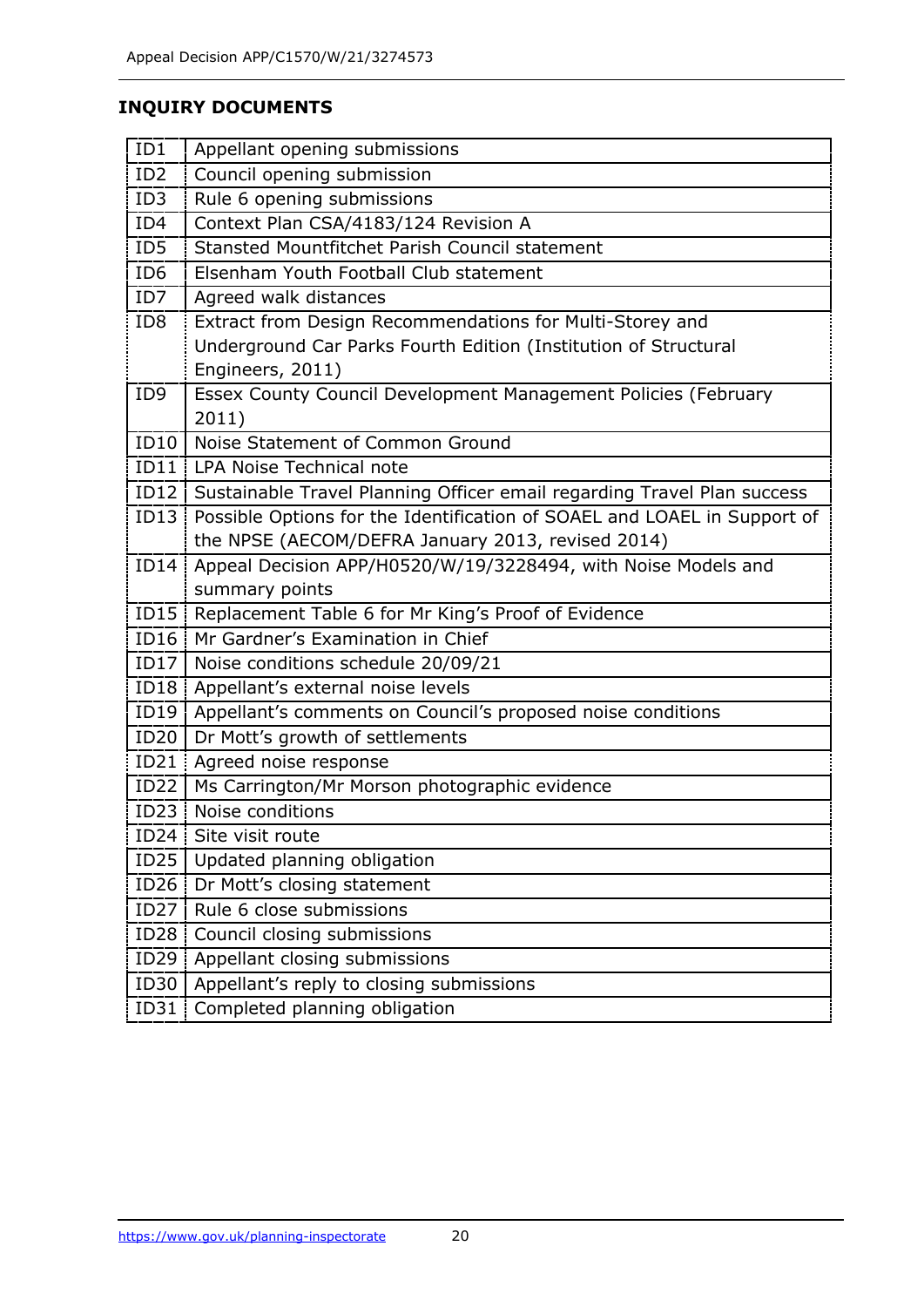## INQUIRY DOCUMENTS

| | |
|---|---|
| ID1 | Appellant opening submissions |
| ID2 | Council opening submission |
| ID3 | Rule 6 opening submissions |
| ID4 | Context Plan CSA/4183/124 Revision A |
| ID5 | Stansted Mountfitchet Parish Council statement |
| ID6 | Elsenham Youth Football Club statement |
| ID7 | Agreed walk distances |
| ID8 | Extract from Design Recommendations for Multi-Storey and Underground Car Parks Fourth Edition (Institution of Structural Engineers, 2011) |
| ID9 | Essex County Council Development Management Policies (February 2011) |
| ID10 | Noise Statement of Common Ground |
| ID11 | LPA Noise Technical note |
| ID12 | Sustainable Travel Planning Officer email regarding Travel Plan success |
| ID13 | Possible Options for the Identification of SOAEL and LOAEL in Support of the NPSE (AECOM/DEFRA January 2013, revised 2014) |
| ID14 | Appeal Decision APP/H0520/W/19/3228494, with Noise Models and summary points |
| ID15 | Replacement Table 6 for Mr King's Proof of Evidence |
| ID16 | Mr Gardner's Examination in Chief |
| ID17 | Noise conditions schedule 20/09/21 |
| ID18 | Appellant's external noise levels |
| ID19 | Appellant's comments on Council's proposed noise conditions |
| ID20 | Dr Mott's growth of settlements |
| ID21 | Agreed noise response |
| ID22 | Ms Carrington/Mr Morson photographic evidence |
| ID23 | Noise conditions |
| ID24 | Site visit route |
| ID25 | Updated planning obligation |
| ID26 | Dr Mott's closing statement |
| ID27 | Rule 6 close submissions |
| ID28 | Council closing submissions |
| ID29 | Appellant closing submissions |
| ID30 | Appellant's reply to closing submissions |
| ID31 | Completed planning obligation |